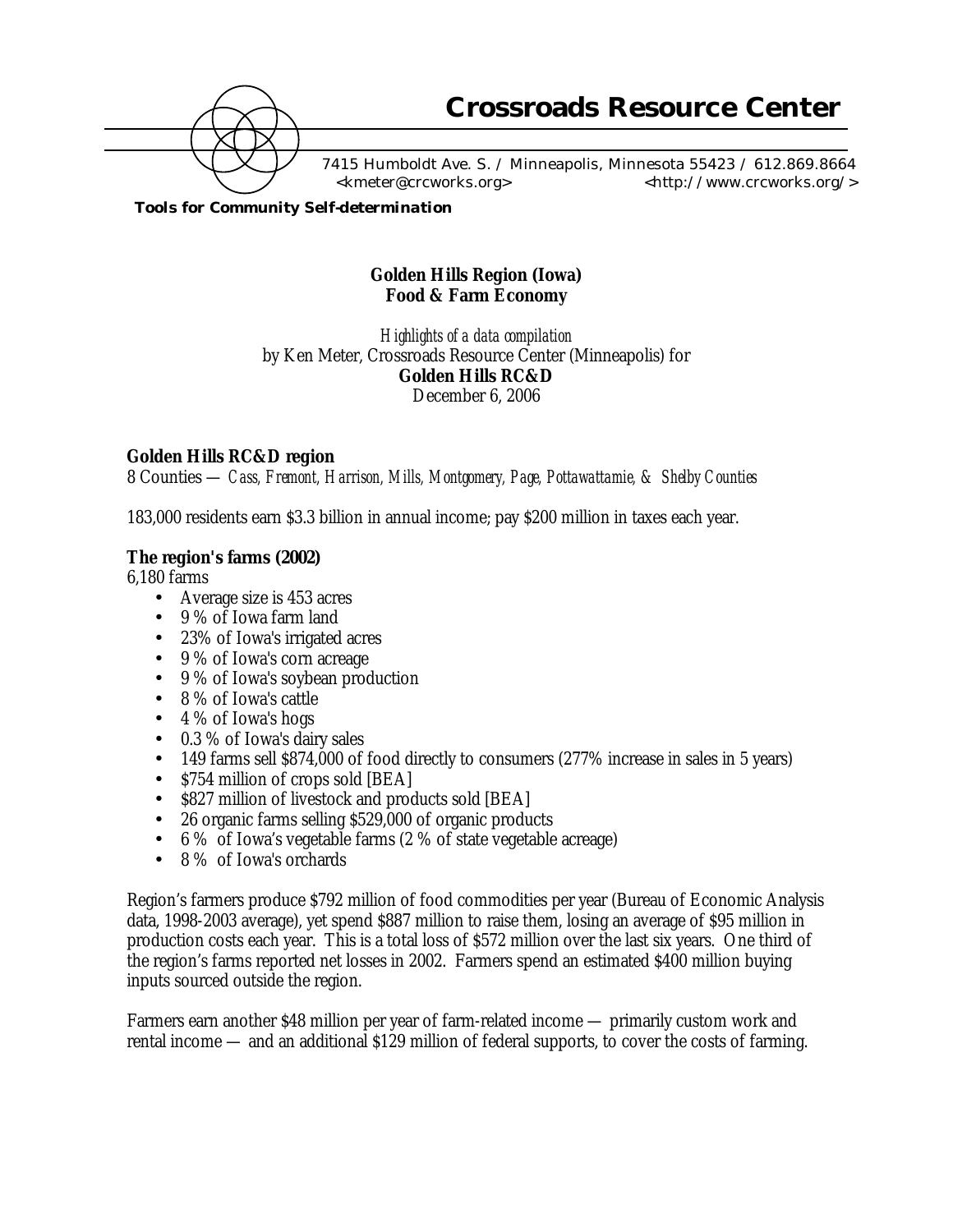# Crossroads Resource Center

7415 Humboldt Ave. S. / Minneapolis, Minnesota 55423 / 612.869.8664
<kmeter@crcworks.org> <http://www.crcworks.org/>

**Tools for Community Self-determination**

**Golden Hills Region (Iowa)**
**Food & Farm Economy**

*Highlights of a data compilation*
by Ken Meter, Crossroads Resource Center (Minneapolis) for
**Golden Hills RC&D**
December 6, 2006

### Golden Hills RC&D region

8 Counties — *Cass, Fremont, Harrison, Mills, Montgomery, Page, Pottawattamie, & Shelby Counties*

183,000 residents earn $3.3 billion in annual income; pay $200 million in taxes each year.

### The region's farms (2002)

6,180 farms

- Average size is 453 acres
- 9 % of Iowa farm land
- 23% of Iowa's irrigated acres
- 9 % of Iowa's corn acreage
- 9 % of Iowa's soybean production
- 8 % of Iowa's cattle
- 4 % of Iowa's hogs
- 0.3 % of Iowa's dairy sales
- 149 farms sell $874,000 of food directly to consumers (277% increase in sales in 5 years)
- $754 million of crops sold [BEA]
- $827 million of livestock and products sold [BEA]
- 26 organic farms selling $529,000 of organic products
- 6 % of Iowa's vegetable farms (2 % of state vegetable acreage)
- 8 % of Iowa's orchards

Region's farmers produce $792 million of food commodities per year (Bureau of Economic Analysis data, 1998-2003 average), yet spend $887 million to raise them, losing an average of $95 million in production costs each year. This is a total loss of $572 million over the last six years. One third of the region's farms reported net losses in 2002. Farmers spend an estimated $400 million buying inputs sourced outside the region.

Farmers earn another $48 million per year of farm-related income — primarily custom work and rental income — and an additional $129 million of federal supports, to cover the costs of farming.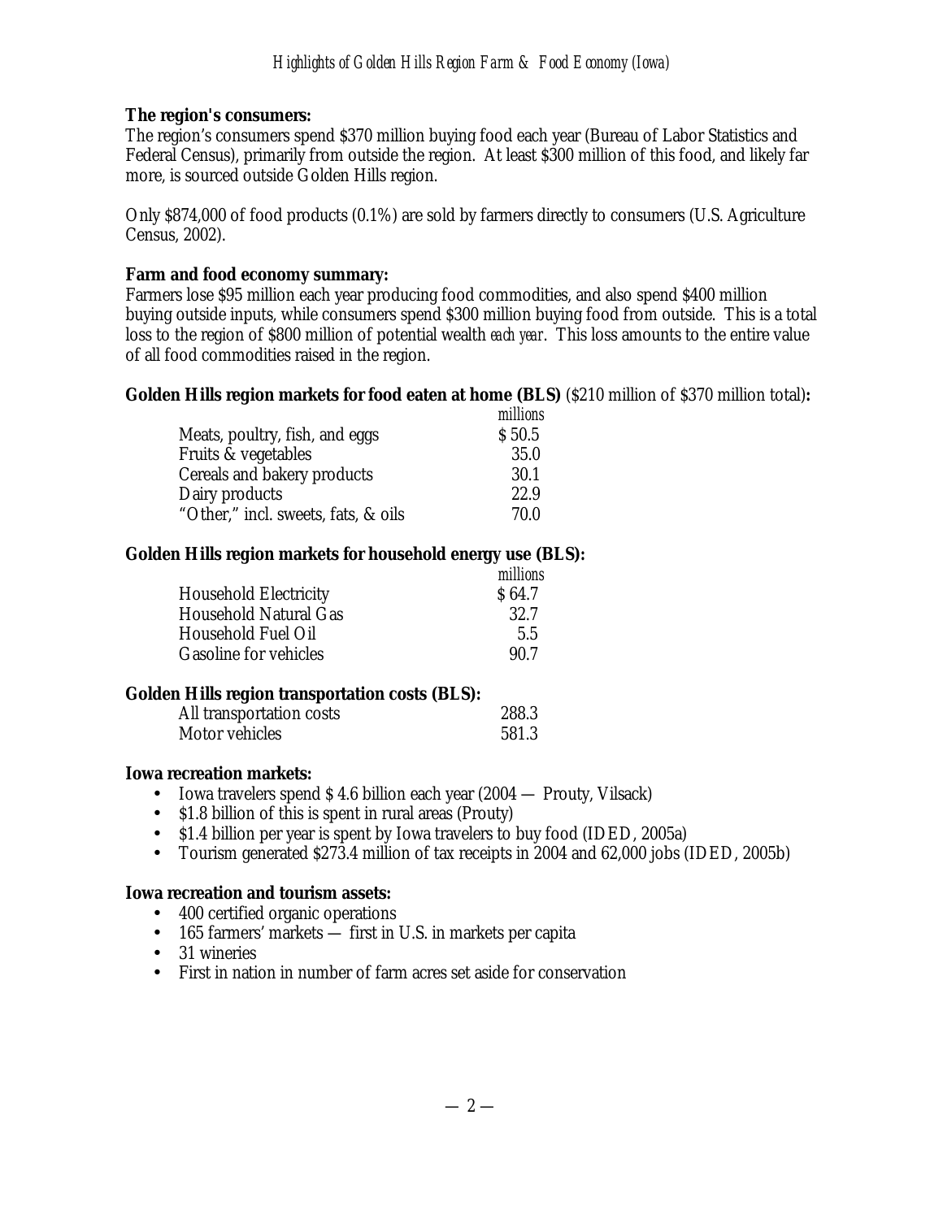**The region's consumers:**
The region's consumers spend \$370 million buying food each year (Bureau of Labor Statistics and Federal Census), primarily from outside the region. At least \$300 million of this food, and likely far more, is sourced outside Golden Hills region.

Only \$874,000 of food products (0.1%) are sold by farmers directly to consumers (U.S. Agriculture Census, 2002).

**Farm and food economy summary:**
Farmers lose \$95 million each year producing food commodities, and also spend \$400 million buying outside inputs, while consumers spend \$300 million buying food from outside. This is a total loss to the region of \$800 million of potential wealth *each year*. This loss amounts to the entire value of all food commodities raised in the region.

**Golden Hills region markets for food eaten at home (BLS)** (\$210 million of \$370 million total)**:**

| | *millions* |
|---|---|
| Meats, poultry, fish, and eggs | \$ 50.5 |
| Fruits & vegetables | 35.0 |
| Cereals and bakery products | 30.1 |
| Dairy products | 22.9 |
| "Other," incl. sweets, fats, & oils | 70.0 |

**Golden Hills region markets for household energy use (BLS):**

| | *millions* |
|---|---|
| Household Electricity | \$ 64.7 |
| Household Natural Gas | 32.7 |
| Household Fuel Oil | 5.5 |
| Gasoline for vehicles | 90.7 |

**Golden Hills region transportation costs (BLS):**

| | |
|---|---|
| All transportation costs | 288.3 |
| Motor vehicles | 581.3 |

**Iowa recreation markets:**

- Iowa travelers spend \$ 4.6 billion each year (2004 — Prouty, Vilsack)
- \$1.8 billion of this is spent in rural areas (Prouty)
- \$1.4 billion per year is spent by Iowa travelers to buy food (IDED, 2005a)
- Tourism generated \$273.4 million of tax receipts in 2004 and 62,000 jobs (IDED, 2005b)

**Iowa recreation and tourism assets:**

- 400 certified organic operations
- 165 farmers' markets — first in U.S. in markets per capita
- 31 wineries
- First in nation in number of farm acres set aside for conservation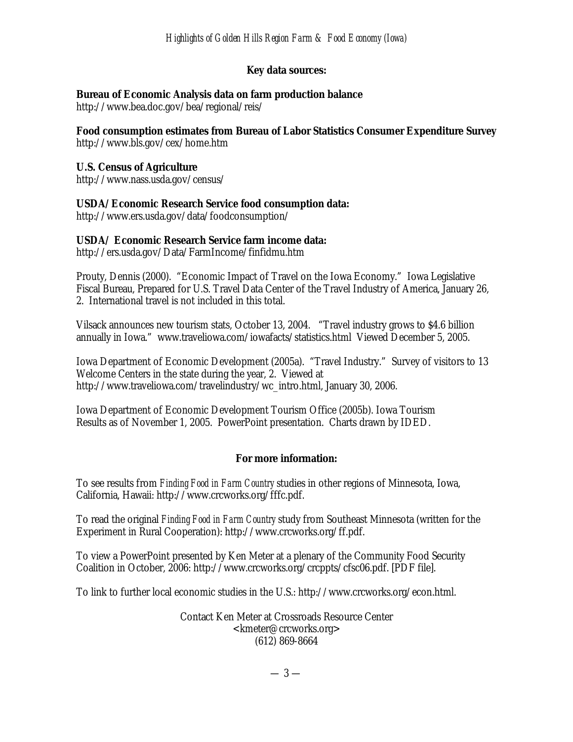## Key data sources:

**Bureau of Economic Analysis data on farm production balance**
http://www.bea.doc.gov/bea/regional/reis/

**Food consumption estimates from Bureau of Labor Statistics Consumer Expenditure Survey**
http://www.bls.gov/cex/home.htm

**U.S. Census of Agriculture**
http://www.nass.usda.gov/census/

**USDA/Economic Research Service food consumption data:**
http://www.ers.usda.gov/data/foodconsumption/

**USDA/ Economic Research Service farm income data:**
http://ers.usda.gov/Data/FarmIncome/finfidmu.htm

Prouty, Dennis (2000). "Economic Impact of Travel on the Iowa Economy." Iowa Legislative Fiscal Bureau, Prepared for U.S. Travel Data Center of the Travel Industry of America, January 26, 2. International travel is not included in this total.

Vilsack announces new tourism stats, October 13, 2004. "Travel industry grows to $4.6 billion annually in Iowa." www.traveliowa.com/iowafacts/statistics.html Viewed December 5, 2005.

Iowa Department of Economic Development (2005a). "Travel Industry." Survey of visitors to 13 Welcome Centers in the state during the year, 2. Viewed at http://www.traveliowa.com/travelindustry/wc_intro.html, January 30, 2006.

Iowa Department of Economic Development Tourism Office (2005b). Iowa Tourism Results as of November 1, 2005. PowerPoint presentation. Charts drawn by IDED.

## For more information:

To see results from *Finding Food in Farm Country* studies in other regions of Minnesota, Iowa, California, Hawaii: http://www.crcworks.org/fffc.pdf.

To read the original *Finding Food in Farm Country* study from Southeast Minnesota (written for the Experiment in Rural Cooperation): http://www.crcworks.org/ff.pdf.

To view a PowerPoint presented by Ken Meter at a plenary of the Community Food Security Coalition in October, 2006: http://www.crcworks.org/crcppts/cfsc06.pdf. [PDF file].

To link to further local economic studies in the U.S.: http://www.crcworks.org/econ.html.

Contact Ken Meter at Crossroads Resource Center
<kmeter@crcworks.org>
(612) 869-8664